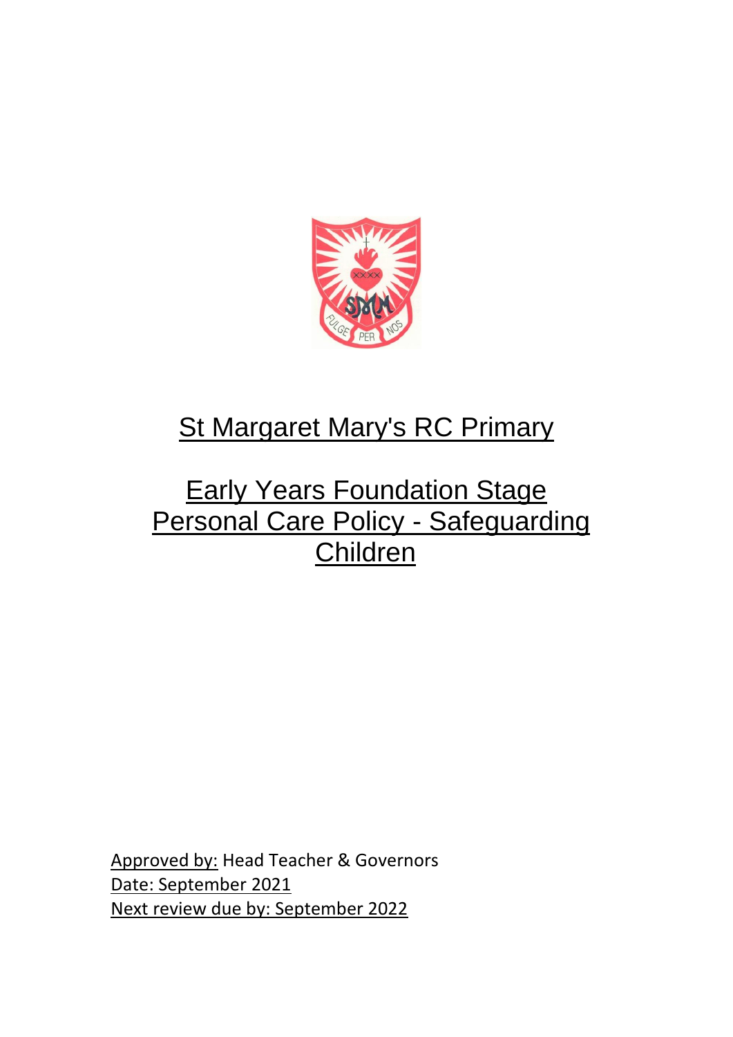# St Margaret Mary's RC Primary

# Early Years Foundation Stage Personal Care Policy - Safeguarding Children

Approved by: Head Teacher & Governors
Date: September 2021
Next review due by: September 2022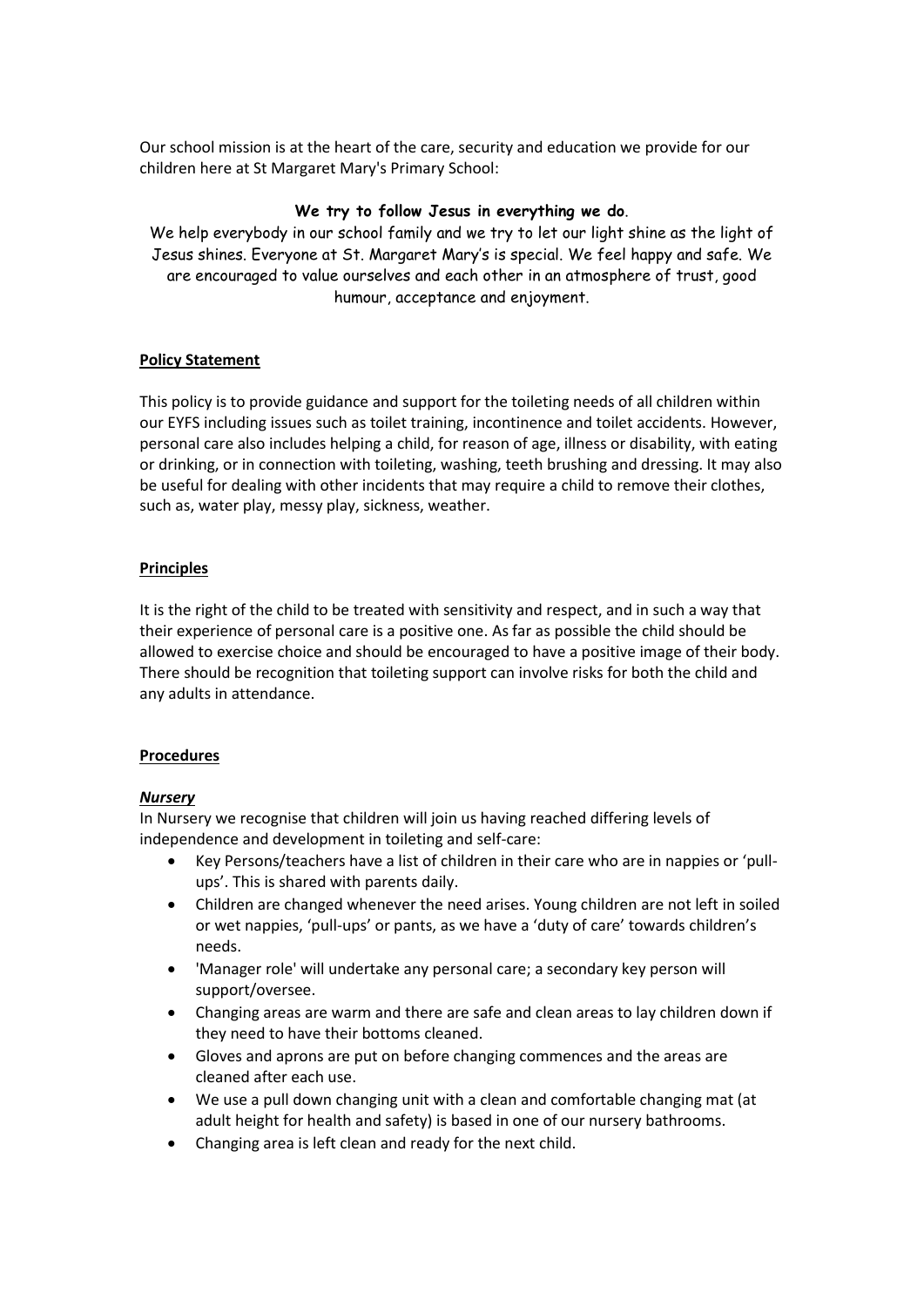Our school mission is at the heart of the care, security and education we provide for our children here at St Margaret Mary's Primary School:

**We try to follow Jesus in everything we do**.

We help everybody in our school family and we try to let our light shine as the light of Jesus shines. Everyone at St. Margaret Mary's is special. We feel happy and safe. We are encouraged to value ourselves and each other in an atmosphere of trust, good humour, acceptance and enjoyment.

## Policy Statement

This policy is to provide guidance and support for the toileting needs of all children within our EYFS including issues such as toilet training, incontinence and toilet accidents. However, personal care also includes helping a child, for reason of age, illness or disability, with eating or drinking, or in connection with toileting, washing, teeth brushing and dressing. It may also be useful for dealing with other incidents that may require a child to remove their clothes, such as, water play, messy play, sickness, weather.

## Principles

It is the right of the child to be treated with sensitivity and respect, and in such a way that their experience of personal care is a positive one. As far as possible the child should be allowed to exercise choice and should be encouraged to have a positive image of their body. There should be recognition that toileting support can involve risks for both the child and any adults in attendance.

## Procedures

### *Nursery*

In Nursery we recognise that children will join us having reached differing levels of independence and development in toileting and self-care:

- Key Persons/teachers have a list of children in their care who are in nappies or 'pull-ups'. This is shared with parents daily.
- Children are changed whenever the need arises. Young children are not left in soiled or wet nappies, 'pull-ups' or pants, as we have a 'duty of care' towards children's needs.
- 'Manager role' will undertake any personal care; a secondary key person will support/oversee.
- Changing areas are warm and there are safe and clean areas to lay children down if they need to have their bottoms cleaned.
- Gloves and aprons are put on before changing commences and the areas are cleaned after each use.
- We use a pull down changing unit with a clean and comfortable changing mat (at adult height for health and safety) is based in one of our nursery bathrooms.
- Changing area is left clean and ready for the next child.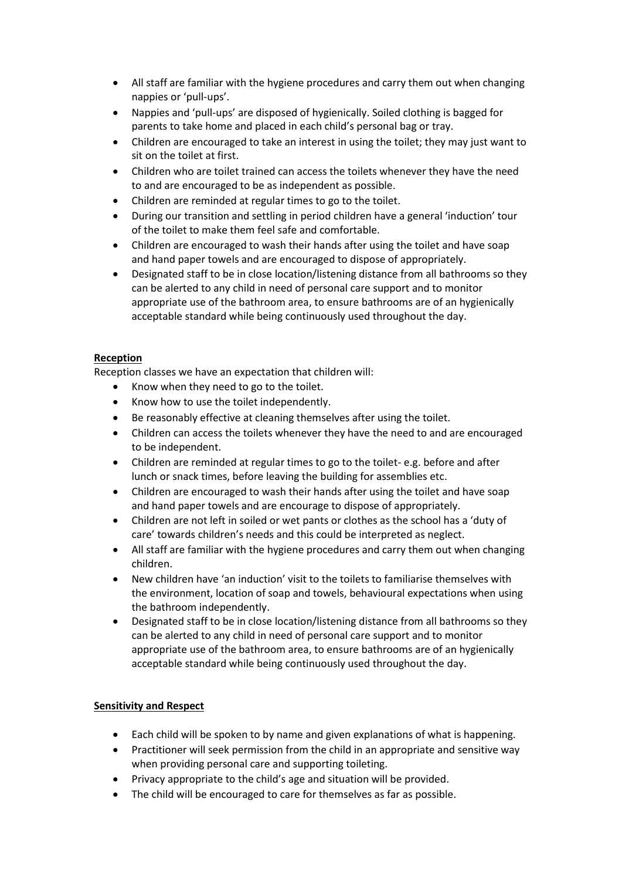- All staff are familiar with the hygiene procedures and carry them out when changing nappies or 'pull-ups'.
- Nappies and 'pull-ups' are disposed of hygienically. Soiled clothing is bagged for parents to take home and placed in each child's personal bag or tray.
- Children are encouraged to take an interest in using the toilet; they may just want to sit on the toilet at first.
- Children who are toilet trained can access the toilets whenever they have the need to and are encouraged to be as independent as possible.
- Children are reminded at regular times to go to the toilet.
- During our transition and settling in period children have a general 'induction' tour of the toilet to make them feel safe and comfortable.
- Children are encouraged to wash their hands after using the toilet and have soap and hand paper towels and are encouraged to dispose of appropriately.
- Designated staff to be in close location/listening distance from all bathrooms so they can be alerted to any child in need of personal care support and to monitor appropriate use of the bathroom area, to ensure bathrooms are of an hygienically acceptable standard while being continuously used throughout the day.

**Reception**

Reception classes we have an expectation that children will:

- Know when they need to go to the toilet.
- Know how to use the toilet independently.
- Be reasonably effective at cleaning themselves after using the toilet.
- Children can access the toilets whenever they have the need to and are encouraged to be independent.
- Children are reminded at regular times to go to the toilet- e.g. before and after lunch or snack times, before leaving the building for assemblies etc.
- Children are encouraged to wash their hands after using the toilet and have soap and hand paper towels and are encourage to dispose of appropriately.
- Children are not left in soiled or wet pants or clothes as the school has a 'duty of care' towards children's needs and this could be interpreted as neglect.
- All staff are familiar with the hygiene procedures and carry them out when changing children.
- New children have 'an induction' visit to the toilets to familiarise themselves with the environment, location of soap and towels, behavioural expectations when using the bathroom independently.
- Designated staff to be in close location/listening distance from all bathrooms so they can be alerted to any child in need of personal care support and to monitor appropriate use of the bathroom area, to ensure bathrooms are of an hygienically acceptable standard while being continuously used throughout the day.

**Sensitivity and Respect**

- Each child will be spoken to by name and given explanations of what is happening.
- Practitioner will seek permission from the child in an appropriate and sensitive way when providing personal care and supporting toileting.
- Privacy appropriate to the child's age and situation will be provided.
- The child will be encouraged to care for themselves as far as possible.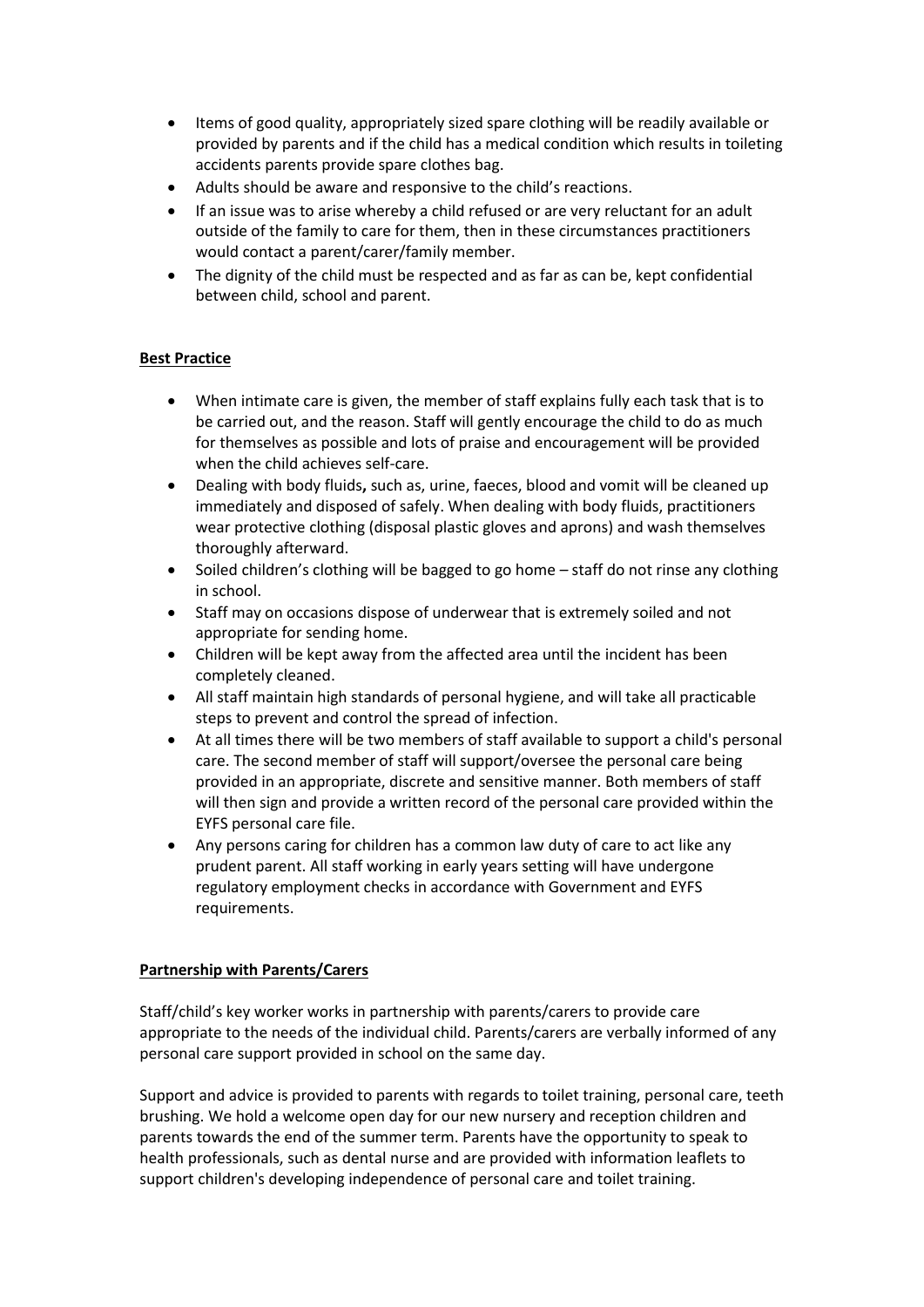- Items of good quality, appropriately sized spare clothing will be readily available or provided by parents and if the child has a medical condition which results in toileting accidents parents provide spare clothes bag.
- Adults should be aware and responsive to the child's reactions.
- If an issue was to arise whereby a child refused or are very reluctant for an adult outside of the family to care for them, then in these circumstances practitioners would contact a parent/carer/family member.
- The dignity of the child must be respected and as far as can be, kept confidential between child, school and parent.

**Best Practice**

- When intimate care is given, the member of staff explains fully each task that is to be carried out, and the reason. Staff will gently encourage the child to do as much for themselves as possible and lots of praise and encouragement will be provided when the child achieves self-care.
- Dealing with body fluids**,** such as, urine, faeces, blood and vomit will be cleaned up immediately and disposed of safely. When dealing with body fluids, practitioners wear protective clothing (disposal plastic gloves and aprons) and wash themselves thoroughly afterward.
- Soiled children's clothing will be bagged to go home – staff do not rinse any clothing in school.
- Staff may on occasions dispose of underwear that is extremely soiled and not appropriate for sending home.
- Children will be kept away from the affected area until the incident has been completely cleaned.
- All staff maintain high standards of personal hygiene, and will take all practicable steps to prevent and control the spread of infection.
- At all times there will be two members of staff available to support a child's personal care. The second member of staff will support/oversee the personal care being provided in an appropriate, discrete and sensitive manner. Both members of staff will then sign and provide a written record of the personal care provided within the EYFS personal care file.
- Any persons caring for children has a common law duty of care to act like any prudent parent. All staff working in early years setting will have undergone regulatory employment checks in accordance with Government and EYFS requirements.

**Partnership with Parents/Carers**

Staff/child's key worker works in partnership with parents/carers to provide care appropriate to the needs of the individual child. Parents/carers are verbally informed of any personal care support provided in school on the same day.

Support and advice is provided to parents with regards to toilet training, personal care, teeth brushing. We hold a welcome open day for our new nursery and reception children and parents towards the end of the summer term. Parents have the opportunity to speak to health professionals, such as dental nurse and are provided with information leaflets to support children's developing independence of personal care and toilet training.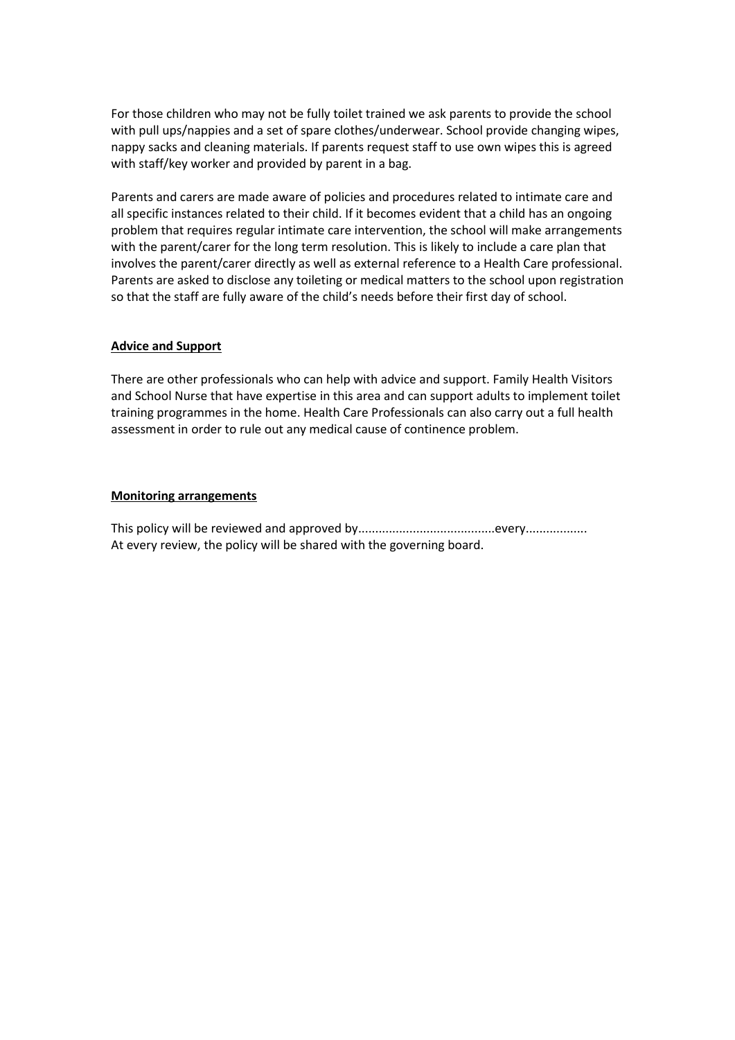For those children who may not be fully toilet trained we ask parents to provide the school with pull ups/nappies and a set of spare clothes/underwear. School provide changing wipes, nappy sacks and cleaning materials. If parents request staff to use own wipes this is agreed with staff/key worker and provided by parent in a bag.

Parents and carers are made aware of policies and procedures related to intimate care and all specific instances related to their child. If it becomes evident that a child has an ongoing problem that requires regular intimate care intervention, the school will make arrangements with the parent/carer for the long term resolution. This is likely to include a care plan that involves the parent/carer directly as well as external reference to a Health Care professional. Parents are asked to disclose any toileting or medical matters to the school upon registration so that the staff are fully aware of the child's needs before their first day of school.

**Advice and Support**

There are other professionals who can help with advice and support. Family Health Visitors and School Nurse that have expertise in this area and can support adults to implement toilet training programmes in the home. Health Care Professionals can also carry out a full health assessment in order to rule out any medical cause of continence problem.

**Monitoring arrangements**

This policy will be reviewed and approved by........................................every.................. At every review, the policy will be shared with the governing board.